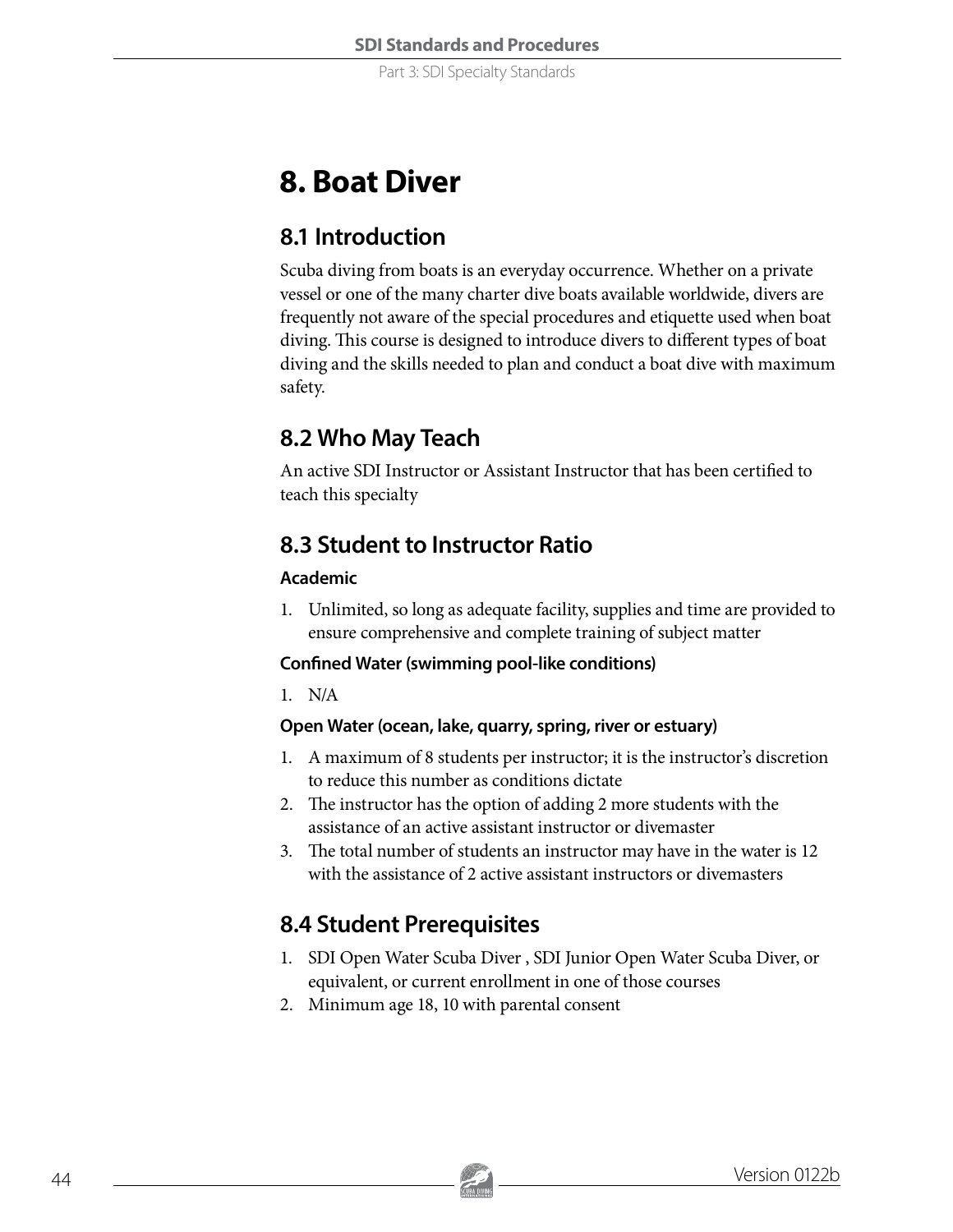# 8. Boat Diver

## 8.1 Introduction

Scuba diving from boats is an everyday occurrence. Whether on a private vessel or one of the many charter dive boats available worldwide, divers are frequently not aware of the special procedures and etiquette used when boat diving. This course is designed to introduce divers to different types of boat diving and the skills needed to plan and conduct a boat dive with maximum safety.

## 8.2 Who May Teach

An active SDI Instructor or Assistant Instructor that has been certified to teach this specialty

## 8.3 Student to Instructor Ratio

**Academic**

1. Unlimited, so long as adequate facility, supplies and time are provided to ensure comprehensive and complete training of subject matter

**Confined Water (swimming pool-like conditions)**

1. N/A

**Open Water (ocean, lake, quarry, spring, river or estuary)**

1. A maximum of 8 students per instructor; it is the instructor's discretion to reduce this number as conditions dictate
2. The instructor has the option of adding 2 more students with the assistance of an active assistant instructor or divemaster
3. The total number of students an instructor may have in the water is 12 with the assistance of 2 active assistant instructors or divemasters

## 8.4 Student Prerequisites

1. SDI Open Water Scuba Diver , SDI Junior Open Water Scuba Diver, or equivalent, or current enrollment in one of those courses
2. Minimum age 18, 10 with parental consent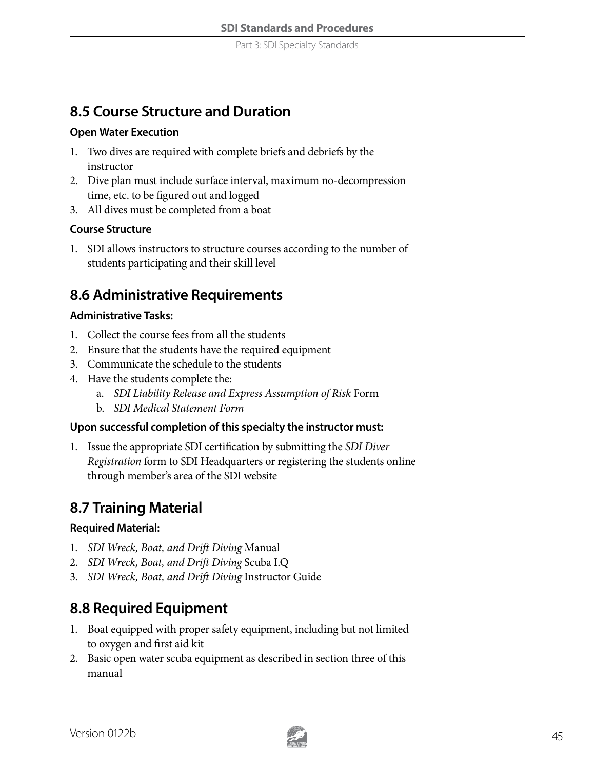## 8.5 Course Structure and Duration

**Open Water Execution**

1. Two dives are required with complete briefs and debriefs by the instructor
2. Dive plan must include surface interval, maximum no-decompression time, etc. to be figured out and logged
3. All dives must be completed from a boat

**Course Structure**

1. SDI allows instructors to structure courses according to the number of students participating and their skill level

## 8.6 Administrative Requirements

**Administrative Tasks:**

1. Collect the course fees from all the students
2. Ensure that the students have the required equipment
3. Communicate the schedule to the students
4. Have the students complete the:
   a. *SDI Liability Release and Express Assumption of Risk* Form
   b. *SDI Medical Statement Form*

**Upon successful completion of this specialty the instructor must:**

1. Issue the appropriate SDI certification by submitting the *SDI Diver Registration* form to SDI Headquarters or registering the students online through member's area of the SDI website

## 8.7 Training Material

**Required Material:**

1. *SDI Wreck, Boat, and Drift Diving* Manual
2. *SDI Wreck, Boat, and Drift Diving* Scuba I.Q
3. *SDI Wreck, Boat, and Drift Diving* Instructor Guide

## 8.8 Required Equipment

1. Boat equipped with proper safety equipment, including but not limited to oxygen and first aid kit
2. Basic open water scuba equipment as described in section three of this manual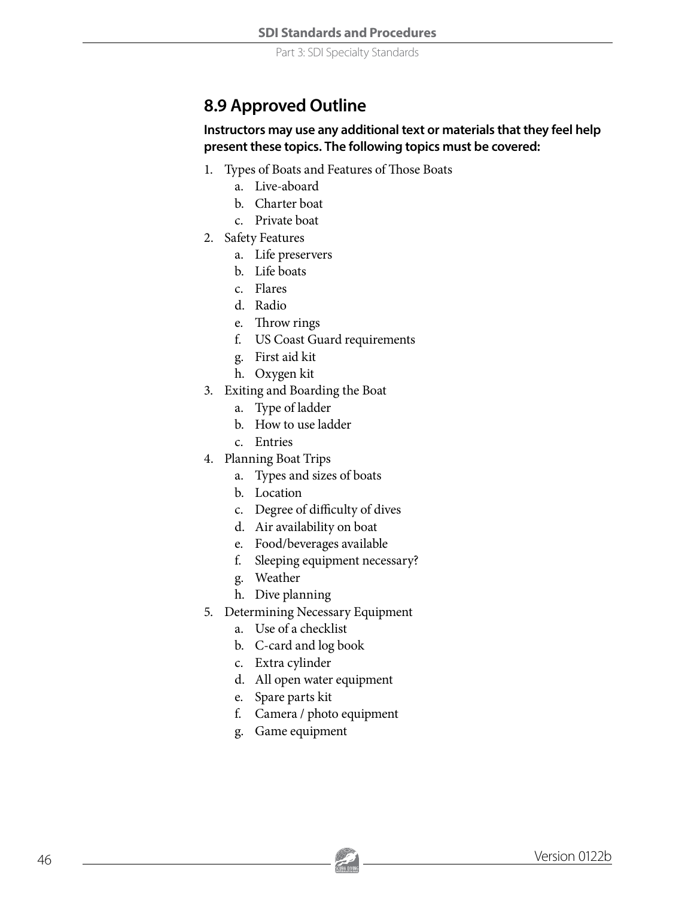## 8.9 Approved Outline

**Instructors may use any additional text or materials that they feel help present these topics. The following topics must be covered:**

1. Types of Boats and Features of Those Boats
    a. Live-aboard
    b. Charter boat
    c. Private boat
2. Safety Features
    a. Life preservers
    b. Life boats
    c. Flares
    d. Radio
    e. Throw rings
    f. US Coast Guard requirements
    g. First aid kit
    h. Oxygen kit
3. Exiting and Boarding the Boat
    a. Type of ladder
    b. How to use ladder
    c. Entries
4. Planning Boat Trips
    a. Types and sizes of boats
    b. Location
    c. Degree of difficulty of dives
    d. Air availability on boat
    e. Food/beverages available
    f. Sleeping equipment necessary?
    g. Weather
    h. Dive planning
5. Determining Necessary Equipment
    a. Use of a checklist
    b. C-card and log book
    c. Extra cylinder
    d. All open water equipment
    e. Spare parts kit
    f. Camera / photo equipment
    g. Game equipment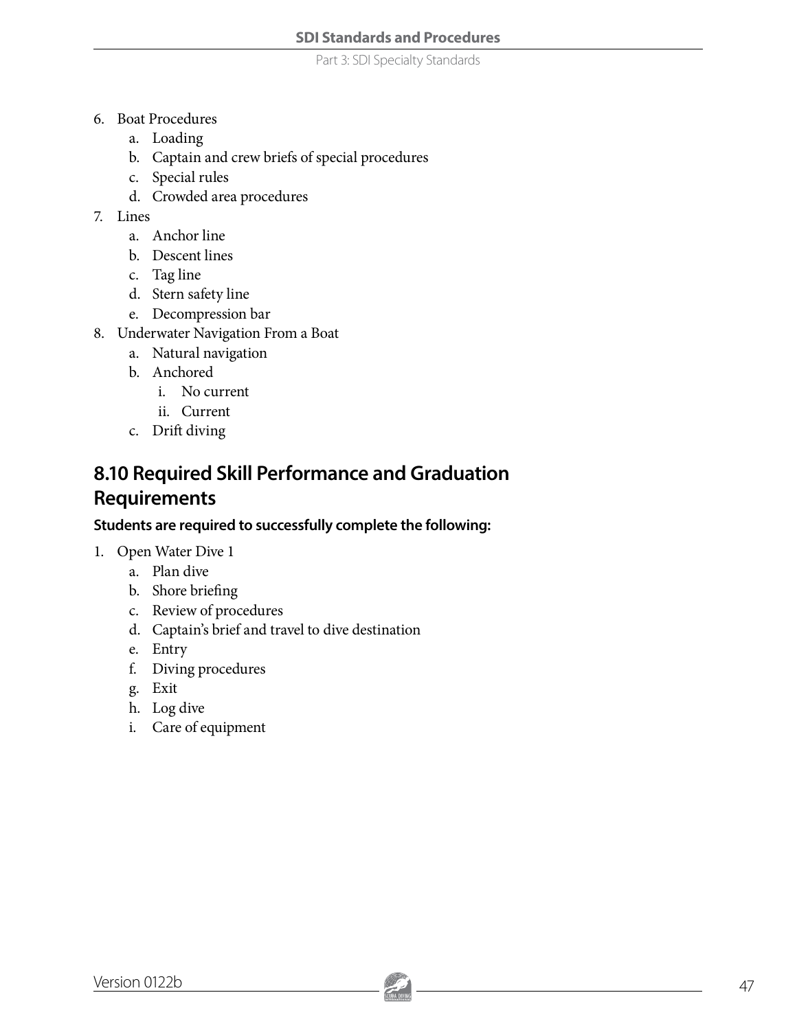6. Boat Procedures
    a. Loading
    b. Captain and crew briefs of special procedures
    c. Special rules
    d. Crowded area procedures
7. Lines
    a. Anchor line
    b. Descent lines
    c. Tag line
    d. Stern safety line
    e. Decompression bar
8. Underwater Navigation From a Boat
    a. Natural navigation
    b. Anchored
        i. No current
        ii. Current
    c. Drift diving

## 8.10 Required Skill Performance and Graduation Requirements

**Students are required to successfully complete the following:**

1. Open Water Dive 1
    a. Plan dive
    b. Shore briefing
    c. Review of procedures
    d. Captain's brief and travel to dive destination
    e. Entry
    f. Diving procedures
    g. Exit
    h. Log dive
    i. Care of equipment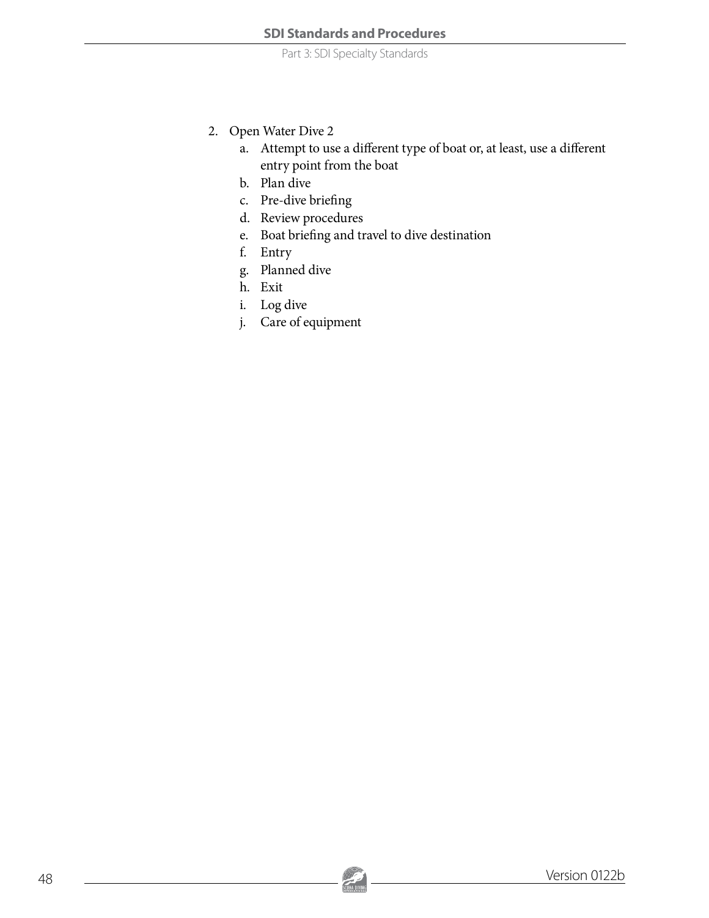2. Open Water Dive 2
    a. Attempt to use a different type of boat or, at least, use a different entry point from the boat
    b. Plan dive
    c. Pre-dive briefing
    d. Review procedures
    e. Boat briefing and travel to dive destination
    f. Entry
    g. Planned dive
    h. Exit
    i. Log dive
    j. Care of equipment